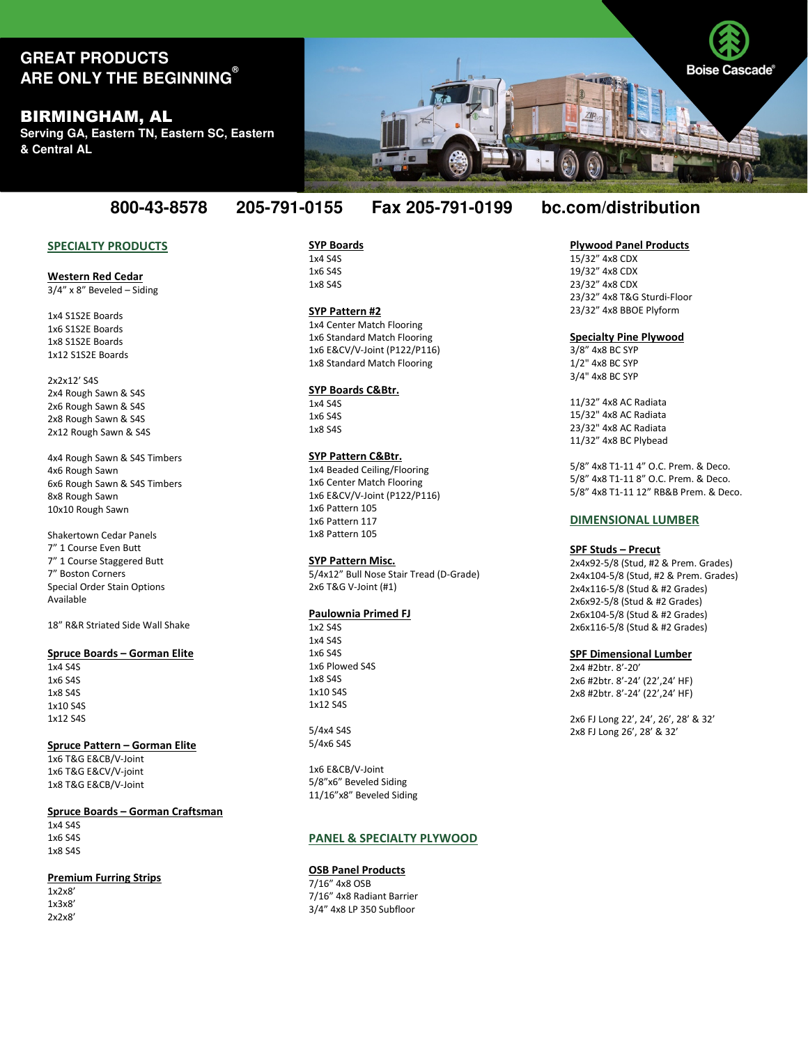GREAT PRODUCTS ARE ONLY THE BEGINNING®

# BIRMINGHAM, AL

**Serving GA, Eastern TN, Eastern SC, Eastern & Central AL**

Boise Cascade®

**800-43-8578     205-791-0155     Fax 205-791-0199     bc.com/distribution**

## SPECIALTY PRODUCTS

### Western Red Cedar

3/4" x 8" Beveled – Siding

1x4 S1S2E Boards
1x6 S1S2E Boards
1x8 S1S2E Boards
1x12 S1S2E Boards

2x2x12' S4S
2x4 Rough Sawn & S4S
2x6 Rough Sawn & S4S
2x8 Rough Sawn & S4S
2x12 Rough Sawn & S4S

4x4 Rough Sawn & S4S Timbers
4x6 Rough Sawn
6x6 Rough Sawn & S4S Timbers
8x8 Rough Sawn
10x10 Rough Sawn

Shakertown Cedar Panels
7" 1 Course Even Butt
7" 1 Course Staggered Butt
7" Boston Corners
Special Order Stain Options Available

18" R&R Striated Side Wall Shake

### Spruce Boards – Gorman Elite

1x4 S4S
1x6 S4S
1x8 S4S
1x10 S4S
1x12 S4S

### Spruce Pattern – Gorman Elite

1x6 T&G E&CB/V-Joint
1x6 T&G E&CV/V-joint
1x8 T&G E&CB/V-Joint

### Spruce Boards – Gorman Craftsman

1x4 S4S
1x6 S4S
1x8 S4S

### Premium Furring Strips

1x2x8'
1x3x8'
2x2x8'

### SYP Boards

1x4 S4S
1x6 S4S
1x8 S4S

### SYP Pattern #2

1x4 Center Match Flooring
1x6 Standard Match Flooring
1x6 E&CV/V-Joint (P122/P116)
1x8 Standard Match Flooring

### SYP Boards C&Btr.

1x4 S4S
1x6 S4S
1x8 S4S

### SYP Pattern C&Btr.

1x4 Beaded Ceiling/Flooring
1x6 Center Match Flooring
1x6 E&CV/V-Joint (P122/P116)
1x6 Pattern 105
1x6 Pattern 117
1x8 Pattern 105

### SYP Pattern Misc.

5/4x12" Bull Nose Stair Tread (D-Grade)
2x6 T&G V-Joint (#1)

### Paulownia Primed FJ

1x2 S4S
1x4 S4S
1x6 S4S
1x6 Plowed S4S
1x8 S4S
1x10 S4S
1x12 S4S

5/4x4 S4S
5/4x6 S4S

1x6 E&CB/V-Joint
5/8"x6" Beveled Siding
11/16"x8" Beveled Siding

## PANEL & SPECIALTY PLYWOOD

### OSB Panel Products

7/16" 4x8 OSB
7/16" 4x8 Radiant Barrier
3/4" 4x8 LP 350 Subfloor

### Plywood Panel Products

15/32" 4x8 CDX
19/32" 4x8 CDX
23/32" 4x8 CDX
23/32" 4x8 T&G Sturdi-Floor
23/32" 4x8 BBOE Plyform

### Specialty Pine Plywood

3/8" 4x8 BC SYP
1/2" 4x8 BC SYP
3/4" 4x8 BC SYP

11/32" 4x8 AC Radiata
15/32" 4x8 AC Radiata
23/32" 4x8 AC Radiata
11/32" 4x8 BC Plybead

5/8" 4x8 T1-11 4" O.C. Prem. & Deco.
5/8" 4x8 T1-11 8" O.C. Prem. & Deco.
5/8" 4x8 T1-11 12" RB&B Prem. & Deco.

## DIMENSIONAL LUMBER

### SPF Studs – Precut

2x4x92-5/8 (Stud, #2 & Prem. Grades)
2x4x104-5/8 (Stud, #2 & Prem. Grades)
2x4x116-5/8 (Stud & #2 Grades)
2x6x92-5/8 (Stud & #2 Grades)
2x6x104-5/8 (Stud & #2 Grades)
2x6x116-5/8 (Stud & #2 Grades)

### SPF Dimensional Lumber

2x4 #2btr. 8'-20'
2x6 #2btr. 8'-24' (22',24' HF)
2x8 #2btr. 8'-24' (22',24' HF)

2x6 FJ Long 22', 24', 26', 28' & 32'
2x8 FJ Long 26', 28' & 32'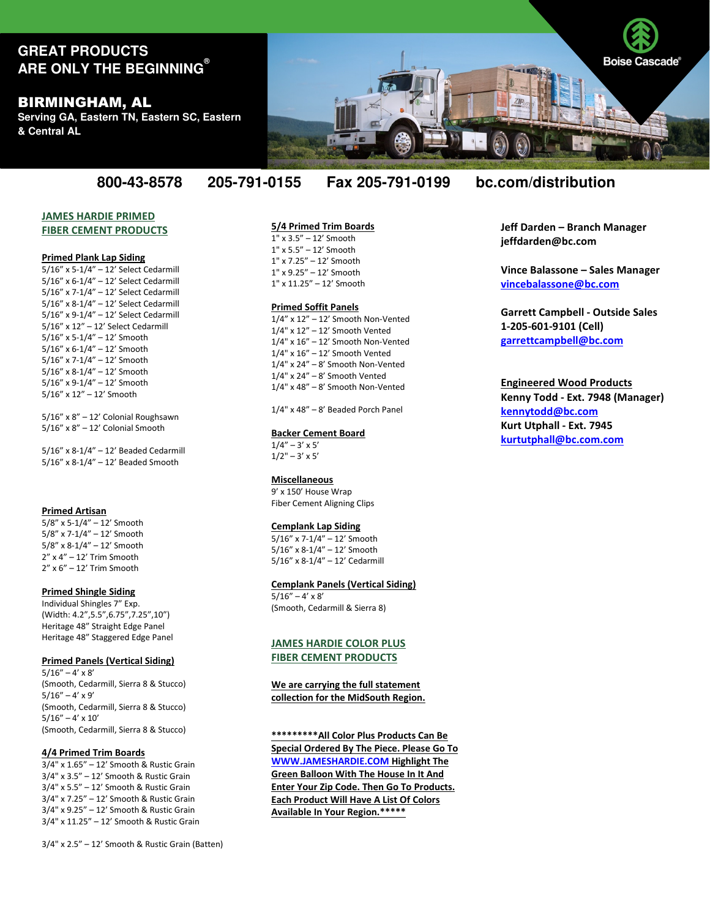**GREAT PRODUCTS ARE ONLY THE BEGINNING®**

**BIRMINGHAM, AL**

**Serving GA, Eastern TN, Eastern SC, Eastern & Central AL**

Boise Cascade®

**800-43-8578 205-791-0155 Fax 205-791-0199 bc.com/distribution**

## JAMES HARDIE PRIMED FIBER CEMENT PRODUCTS

### Primed Plank Lap Siding

5/16" x 5-1/4" – 12' Select Cedarmill
5/16" x 6-1/4" – 12' Select Cedarmill
5/16" x 7-1/4" – 12' Select Cedarmill
5/16" x 8-1/4" – 12' Select Cedarmill
5/16" x 9-1/4" – 12' Select Cedarmill
5/16" x 12" – 12' Select Cedarmill
5/16" x 5-1/4" – 12' Smooth
5/16" x 6-1/4" – 12' Smooth
5/16" x 7-1/4" – 12' Smooth
5/16" x 8-1/4" – 12' Smooth
5/16" x 9-1/4" – 12' Smooth
5/16" x 12" – 12' Smooth

5/16" x 8" – 12' Colonial Roughsawn
5/16" x 8" – 12' Colonial Smooth

5/16" x 8-1/4" – 12' Beaded Cedarmill
5/16" x 8-1/4" – 12' Beaded Smooth

### Primed Artisan

5/8" x 5-1/4" – 12' Smooth
5/8" x 7-1/4" – 12' Smooth
5/8" x 8-1/4" – 12' Smooth
2" x 4" – 12' Trim Smooth
2" x 6" – 12' Trim Smooth

### Primed Shingle Siding

Individual Shingles 7" Exp.
(Width: 4.2",5.5",6.75",7.25",10")
Heritage 48" Straight Edge Panel
Heritage 48" Staggered Edge Panel

### Primed Panels (Vertical Siding)

5/16" – 4' x 8'
(Smooth, Cedarmill, Sierra 8 & Stucco)
5/16" – 4' x 9'
(Smooth, Cedarmill, Sierra 8 & Stucco)
5/16" – 4' x 10'
(Smooth, Cedarmill, Sierra 8 & Stucco)

### 4/4 Primed Trim Boards

3/4" x 1.65" – 12' Smooth & Rustic Grain
3/4" x 3.5" – 12' Smooth & Rustic Grain
3/4" x 5.5" – 12' Smooth & Rustic Grain
3/4" x 7.25" – 12' Smooth & Rustic Grain
3/4" x 9.25" – 12' Smooth & Rustic Grain
3/4" x 11.25" – 12' Smooth & Rustic Grain

3/4" x 2.5" – 12' Smooth & Rustic Grain (Batten)

### 5/4 Primed Trim Boards

1" x 3.5" – 12' Smooth
1" x 5.5" – 12' Smooth
1" x 7.25" – 12' Smooth
1" x 9.25" – 12' Smooth
1" x 11.25" – 12' Smooth

### Primed Soffit Panels

1/4" x 12" – 12' Smooth Non-Vented
1/4" x 12" – 12' Smooth Vented
1/4" x 16" – 12' Smooth Non-Vented
1/4" x 16" – 12' Smooth Vented
1/4" x 24" – 8' Smooth Non-Vented
1/4" x 24" – 8' Smooth Vented
1/4" x 48" – 8' Smooth Non-Vented

1/4" x 48" – 8' Beaded Porch Panel

### Backer Cement Board

1/4" – 3' x 5'
1/2" – 3' x 5'

### Miscellaneous

9' x 150' House Wrap
Fiber Cement Aligning Clips

### Cemplank Lap Siding

5/16" x 7-1/4" – 12' Smooth
5/16" x 8-1/4" – 12' Smooth
5/16" x 8-1/4" – 12' Cedarmill

### Cemplank Panels (Vertical Siding)

5/16" – 4' x 8'
(Smooth, Cedarmill & Sierra 8)

## JAMES HARDIE COLOR PLUS FIBER CEMENT PRODUCTS

**We are carrying the full statement collection for the MidSouth Region.**

**\*\*\*\*\*\*\*\*\*All Color Plus Products Can Be Special Ordered By The Piece. Please Go To WWW.JAMESHARDIE.COM Highlight The Green Balloon With The House In It And Enter Your Zip Code. Then Go To Products. Each Product Will Have A List Of Colors Available In Your Region.\*\*\*\*\***

**Jeff Darden – Branch Manager**
**jeffdarden@bc.com**

**Vince Balassone – Sales Manager**
**vincebalassone@bc.com**

**Garrett Campbell - Outside Sales**
**1-205-601-9101 (Cell)**
**garrettcampbell@bc.com**

**Engineered Wood Products**
**Kenny Todd - Ext. 7948 (Manager)**
**kennytodd@bc.com**
**Kurt Utphall - Ext. 7945**
**kurtutphall@bc.com.com**